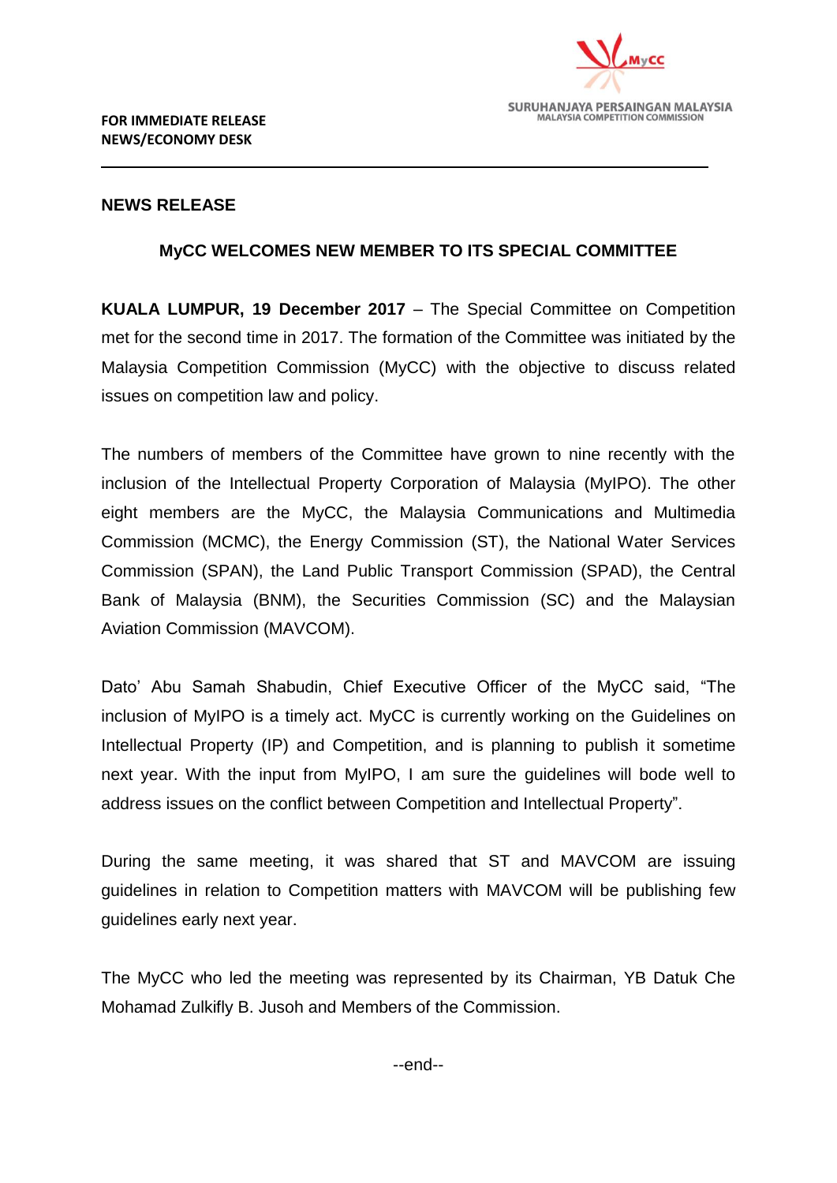SURUHANJAYA PERSAINGAN MALAYSIA
MALAYSIA COMPETITION COMMISSION

**FOR IMMEDIATE RELEASE**
**NEWS/ECONOMY DESK**

---

**NEWS RELEASE**

## MyCC WELCOMES NEW MEMBER TO ITS SPECIAL COMMITTEE

**KUALA LUMPUR, 19 December 2017** – The Special Committee on Competition met for the second time in 2017. The formation of the Committee was initiated by the Malaysia Competition Commission (MyCC) with the objective to discuss related issues on competition law and policy.

The numbers of members of the Committee have grown to nine recently with the inclusion of the Intellectual Property Corporation of Malaysia (MyIPO). The other eight members are the MyCC, the Malaysia Communications and Multimedia Commission (MCMC), the Energy Commission (ST), the National Water Services Commission (SPAN), the Land Public Transport Commission (SPAD), the Central Bank of Malaysia (BNM), the Securities Commission (SC) and the Malaysian Aviation Commission (MAVCOM).

Dato' Abu Samah Shabudin, Chief Executive Officer of the MyCC said, "The inclusion of MyIPO is a timely act. MyCC is currently working on the Guidelines on Intellectual Property (IP) and Competition, and is planning to publish it sometime next year. With the input from MyIPO, I am sure the guidelines will bode well to address issues on the conflict between Competition and Intellectual Property".

During the same meeting, it was shared that ST and MAVCOM are issuing guidelines in relation to Competition matters with MAVCOM will be publishing few guidelines early next year.

The MyCC who led the meeting was represented by its Chairman, YB Datuk Che Mohamad Zulkifly B. Jusoh and Members of the Commission.

--end--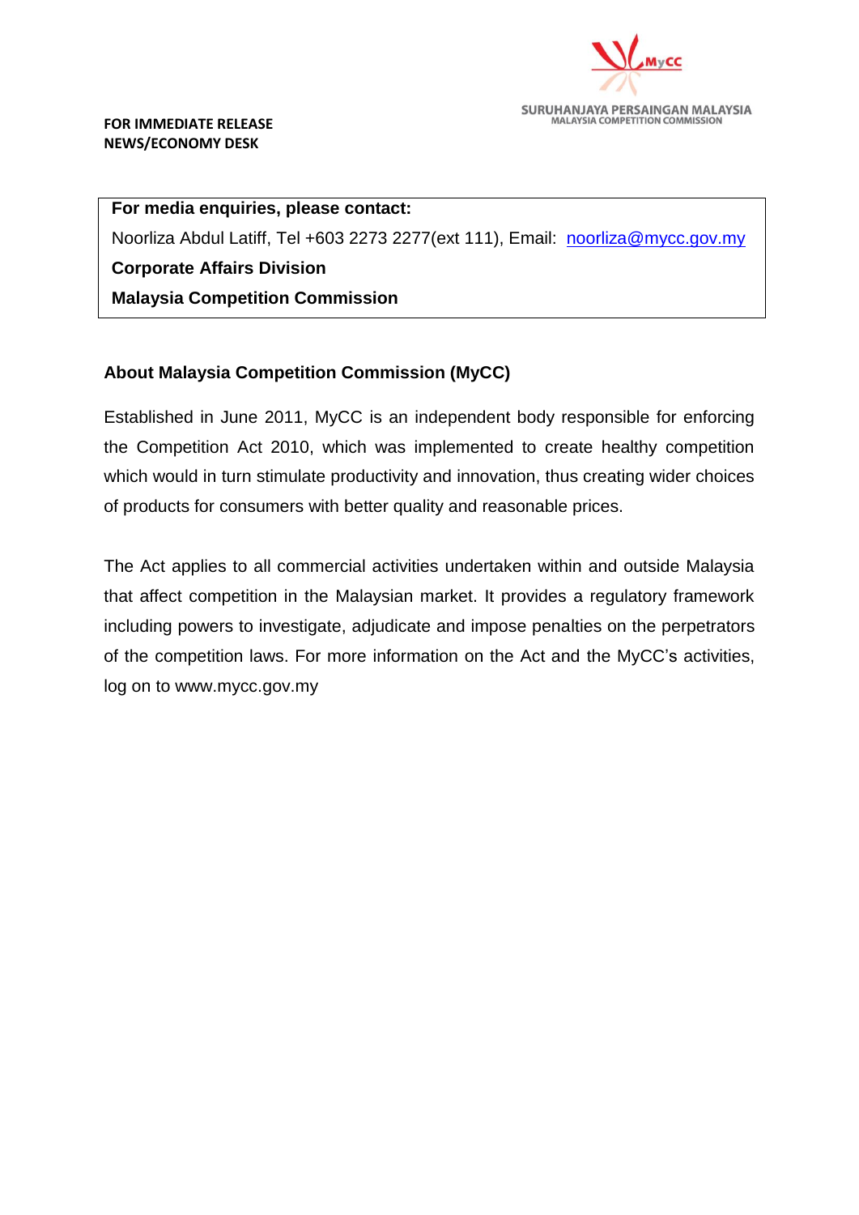**FOR IMMEDIATE RELEASE**
**NEWS/ECONOMY DESK**

SURUHANJAYA PERSAINGAN MALAYSIA
MALAYSIA COMPETITION COMMISSION

**For media enquiries, please contact:**
Noorliza Abdul Latiff, Tel +603 2273 2277(ext 111), Email: noorliza@mycc.gov.my
**Corporate Affairs Division**
**Malaysia Competition Commission**

**About Malaysia Competition Commission (MyCC)**

Established in June 2011, MyCC is an independent body responsible for enforcing the Competition Act 2010, which was implemented to create healthy competition which would in turn stimulate productivity and innovation, thus creating wider choices of products for consumers with better quality and reasonable prices.

The Act applies to all commercial activities undertaken within and outside Malaysia that affect competition in the Malaysian market. It provides a regulatory framework including powers to investigate, adjudicate and impose penalties on the perpetrators of the competition laws. For more information on the Act and the MyCC's activities, log on to www.mycc.gov.my